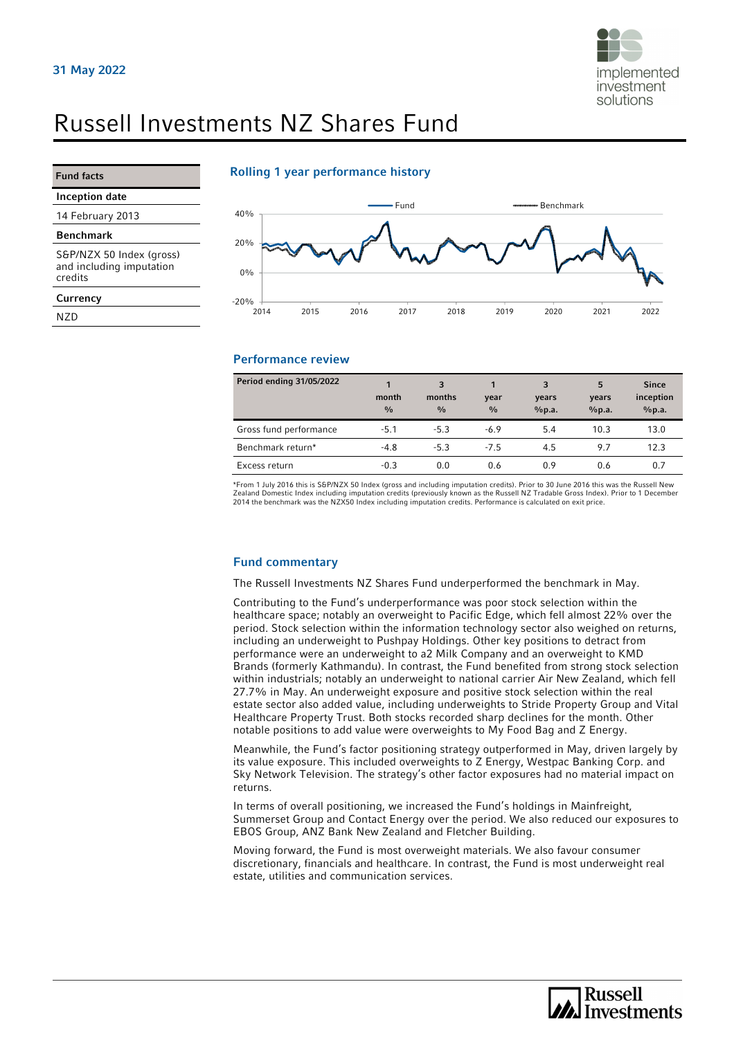31 May 2022

# Russell Investments NZ Shares Fund

## Fund facts

**Inception date**

14 February 2013

**Benchmark**

S&P/NZX 50 Index (gross) and including imputation credits

**Currency**

NZD

## Rolling 1 year performance history

## Performance review

| Period ending 31/05/2022 | 1 month % | 3 months % | 1 year % | 3 years %p.a. | 5 years %p.a. | Since inception %p.a. |
|---|---|---|---|---|---|---|
| Gross fund performance | -5.1 | -5.3 | -6.9 | 5.4 | 10.3 | 13.0 |
| Benchmark return* | -4.8 | -5.3 | -7.5 | 4.5 | 9.7 | 12.3 |
| Excess return | -0.3 | 0.0 | 0.6 | 0.9 | 0.6 | 0.7 |

*From 1 July 2016 this is S&P/NZX 50 Index (gross and including imputation credits). Prior to 30 June 2016 this was the Russell New Zealand Domestic Index including imputation credits (previously known as the Russell NZ Tradable Gross Index). Prior to 1 December 2014 the benchmark was the NZX50 Index including imputation credits. Performance is calculated on exit price.

## Fund commentary

The Russell Investments NZ Shares Fund underperformed the benchmark in May.

Contributing to the Fund's underperformance was poor stock selection within the healthcare space; notably an overweight to Pacific Edge, which fell almost 22% over the period. Stock selection within the information technology sector also weighed on returns, including an underweight to Pushpay Holdings. Other key positions to detract from performance were an underweight to a2 Milk Company and an overweight to KMD Brands (formerly Kathmandu). In contrast, the Fund benefited from strong stock selection within industrials; notably an underweight to national carrier Air New Zealand, which fell 27.7% in May. An underweight exposure and positive stock selection within the real estate sector also added value, including underweights to Stride Property Group and Vital Healthcare Property Trust. Both stocks recorded sharp declines for the month. Other notable positions to add value were overweights to My Food Bag and Z Energy.

Meanwhile, the Fund's factor positioning strategy outperformed in May, driven largely by its value exposure. This included overweights to Z Energy, Westpac Banking Corp. and Sky Network Television. The strategy's other factor exposures had no material impact on returns.

In terms of overall positioning, we increased the Fund's holdings in Mainfreight, Summerset Group and Contact Energy over the period. We also reduced our exposures to EBOS Group, ANZ Bank New Zealand and Fletcher Building.

Moving forward, the Fund is most overweight materials. We also favour consumer discretionary, financials and healthcare. In contrast, the Fund is most underweight real estate, utilities and communication services.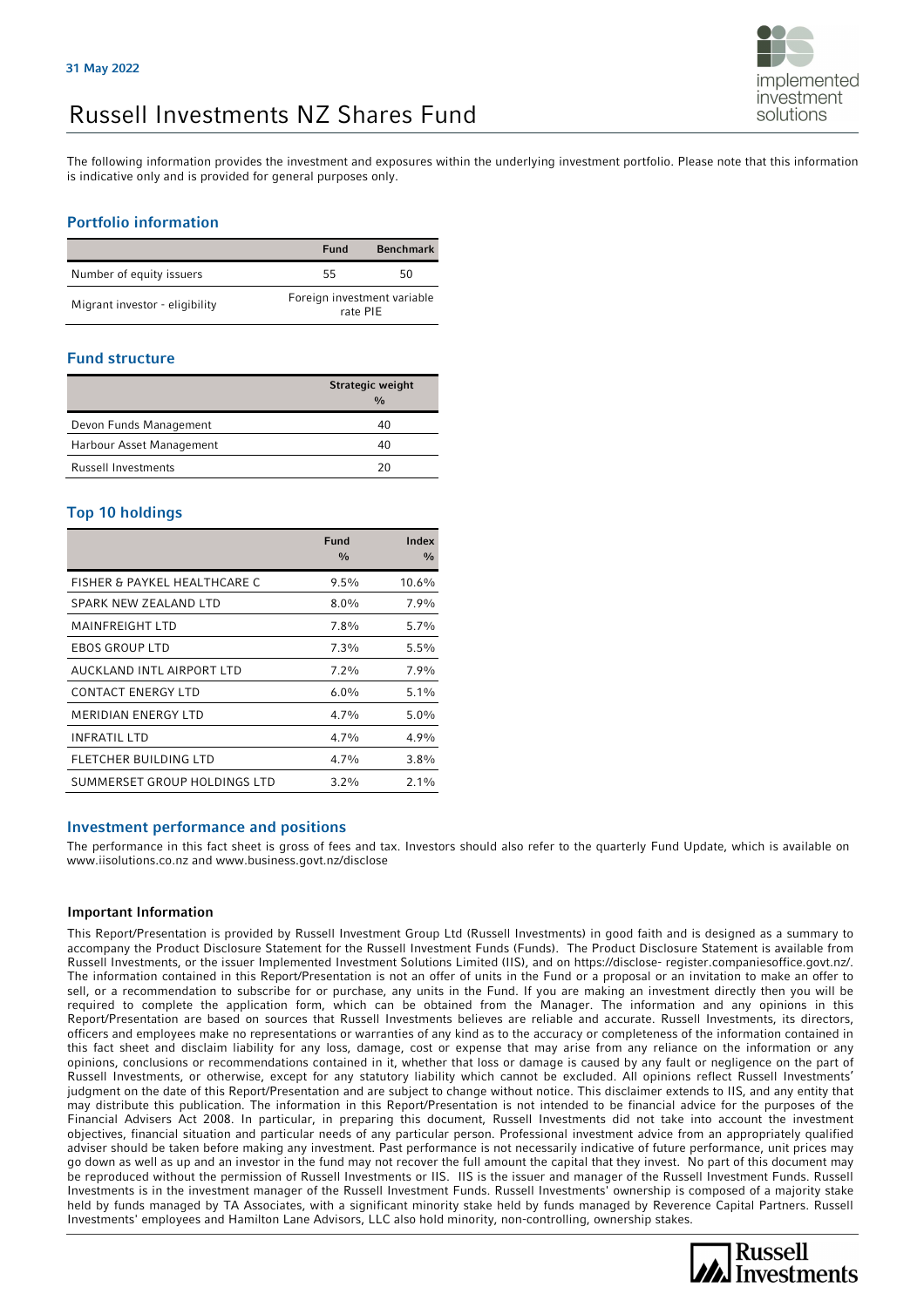31 May 2022

# Russell Investments NZ Shares Fund

The following information provides the investment and exposures within the underlying investment portfolio. Please note that this information is indicative only and is provided for general purposes only.

## Portfolio information

| | Fund | Benchmark |
|---|---|---|
| Number of equity issuers | 55 | 50 |
| Migrant investor - eligibility | Foreign investment variable rate PIE | |

## Fund structure

| | Strategic weight % |
|---|---|
| Devon Funds Management | 40 |
| Harbour Asset Management | 40 |
| Russell Investments | 20 |

## Top 10 holdings

| | Fund % | Index % |
|---|---|---|
| FISHER & PAYKEL HEALTHCARE C | 9.5% | 10.6% |
| SPARK NEW ZEALAND LTD | 8.0% | 7.9% |
| MAINFREIGHT LTD | 7.8% | 5.7% |
| EBOS GROUP LTD | 7.3% | 5.5% |
| AUCKLAND INTL AIRPORT LTD | 7.2% | 7.9% |
| CONTACT ENERGY LTD | 6.0% | 5.1% |
| MERIDIAN ENERGY LTD | 4.7% | 5.0% |
| INFRATIL LTD | 4.7% | 4.9% |
| FLETCHER BUILDING LTD | 4.7% | 3.8% |
| SUMMERSET GROUP HOLDINGS LTD | 3.2% | 2.1% |

## Investment performance and positions

The performance in this fact sheet is gross of fees and tax. Investors should also refer to the quarterly Fund Update, which is available on www.iisolutions.co.nz and www.business.govt.nz/disclose

### Important Information

This Report/Presentation is provided by Russell Investment Group Ltd (Russell Investments) in good faith and is designed as a summary to accompany the Product Disclosure Statement for the Russell Investment Funds (Funds). The Product Disclosure Statement is available from Russell Investments, or the issuer Implemented Investment Solutions Limited (IIS), and on https://disclose- register.companiesoffice.govt.nz/. The information contained in this Report/Presentation is not an offer of units in the Fund or a proposal or an invitation to make an offer to sell, or a recommendation to subscribe for or purchase, any units in the Fund. If you are making an investment directly then you will be required to complete the application form, which can be obtained from the Manager. The information and any opinions in this Report/Presentation are based on sources that Russell Investments believes are reliable and accurate. Russell Investments, its directors, officers and employees make no representations or warranties of any kind as to the accuracy or completeness of the information contained in this fact sheet and disclaim liability for any loss, damage, cost or expense that may arise from any reliance on the information or any opinions, conclusions or recommendations contained in it, whether that loss or damage is caused by any fault or negligence on the part of Russell Investments, or otherwise, except for any statutory liability which cannot be excluded. All opinions reflect Russell Investments' judgment on the date of this Report/Presentation and are subject to change without notice. This disclaimer extends to IIS, and any entity that may distribute this publication. The information in this Report/Presentation is not intended to be financial advice for the purposes of the Financial Advisers Act 2008. In particular, in preparing this document, Russell Investments did not take into account the investment objectives, financial situation and particular needs of any particular person. Professional investment advice from an appropriately qualified adviser should be taken before making any investment. Past performance is not necessarily indicative of future performance, unit prices may go down as well as up and an investor in the fund may not recover the full amount the capital that they invest. No part of this document may be reproduced without the permission of Russell Investments or IIS. IIS is the issuer and manager of the Russell Investment Funds. Russell Investments is in the investment manager of the Russell Investment Funds. Russell Investments' ownership is composed of a majority stake held by funds managed by TA Associates, with a significant minority stake held by funds managed by Reverence Capital Partners. Russell Investments' employees and Hamilton Lane Advisors, LLC also hold minority, non-controlling, ownership stakes.